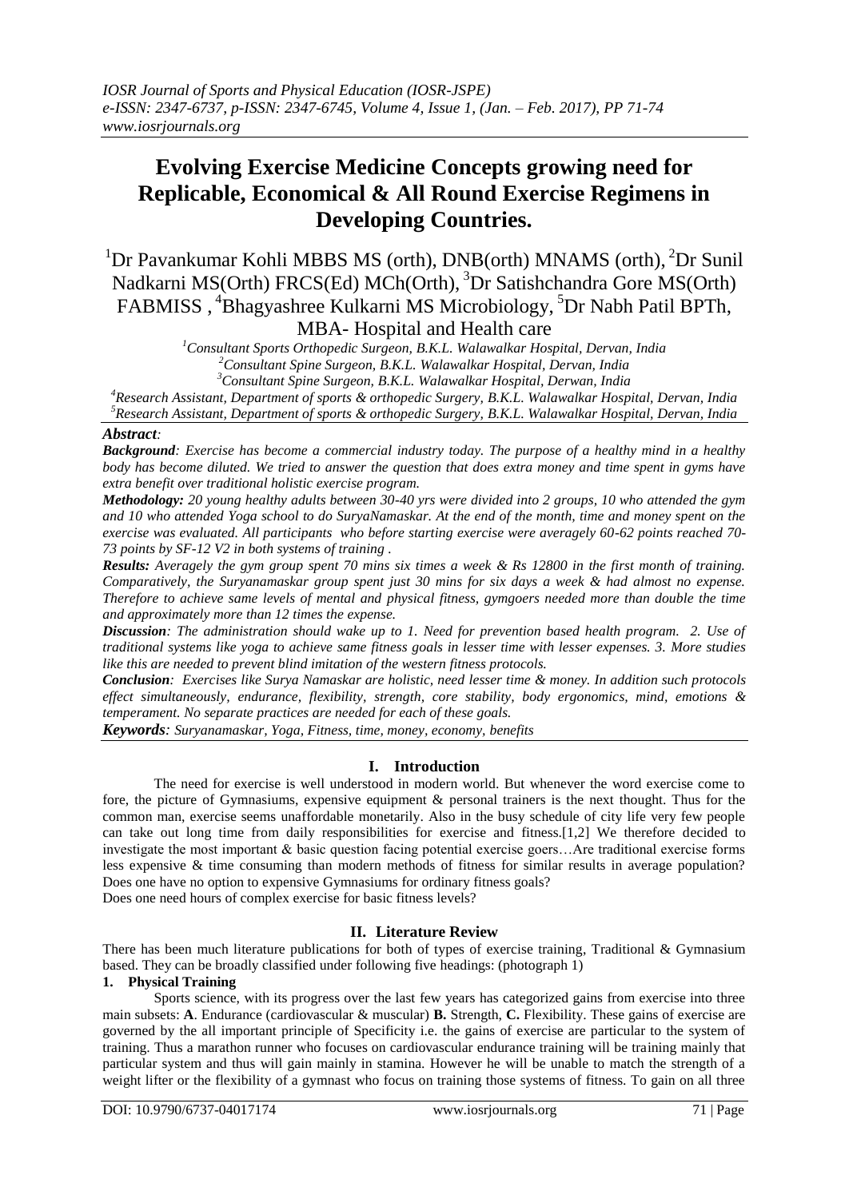# Evolving Exercise Medicine Concepts growing need for Replicable, Economical & All Round Exercise Regimens in Developing Countries.

[1]Dr Pavankumar Kohli MBBS MS (orth), DNB(orth) MNAMS (orth), [2]Dr Sunil Nadkarni MS(Orth) FRCS(Ed) MCh(Orth), [3]Dr Satishchandra Gore MS(Orth) FABMISS , [4]Bhagyashree Kulkarni MS Microbiology, [5]Dr Nabh Patil BPTh, MBA- Hospital and Health care

[1]*Consultant Sports Orthopedic Surgeon, B.K.L. Walawalkar Hospital, Dervan, India*
[2]*Consultant Spine Surgeon, B.K.L. Walawalkar Hospital, Dervan, India*
[3]*Consultant Spine Surgeon, B.K.L. Walawalkar Hospital, Derwan, India*
[4]*Research Assistant, Department of sports & orthopedic Surgery, B.K.L. Walawalkar Hospital, Dervan, India*
[5]*Research Assistant, Department of sports & orthopedic Surgery, B.K.L. Walawalkar Hospital, Dervan, India*

***Abstract:***

***Background**: Exercise has become a commercial industry today. The purpose of a healthy mind in a healthy body has become diluted. We tried to answer the question that does extra money and time spent in gyms have extra benefit over traditional holistic exercise program.*

***Methodology:** 20 young healthy adults between 30-40 yrs were divided into 2 groups, 10 who attended the gym and 10 who attended Yoga school to do SuryaNamaskar. At the end of the month, time and money spent on the exercise was evaluated. All participants who before starting exercise were averagely 60-62 points reached 70-73 points by SF-12 V2 in both systems of training .*

***Results:** Averagely the gym group spent 70 mins six times a week & Rs 12800 in the first month of training. Comparatively, the Suryanamaskar group spent just 30 mins for six days a week & had almost no expense. Therefore to achieve same levels of mental and physical fitness, gymgoers needed more than double the time and approximately more than 12 times the expense.*

***Discussion**: The administration should wake up to 1. Need for prevention based health program. 2. Use of traditional systems like yoga to achieve same fitness goals in lesser time with lesser expenses. 3. More studies like this are needed to prevent blind imitation of the western fitness protocols.*

***Conclusion**: Exercises like Surya Namaskar are holistic, need lesser time & money. In addition such protocols effect simultaneously, endurance, flexibility, strength, core stability, body ergonomics, mind, emotions & temperament. No separate practices are needed for each of these goals.*

***Keywords**: Suryanamaskar, Yoga, Fitness, time, money, economy, benefits*

## I. Introduction

The need for exercise is well understood in modern world. But whenever the word exercise come to fore, the picture of Gymnasiums, expensive equipment & personal trainers is the next thought. Thus for the common man, exercise seems unaffordable monetarily. Also in the busy schedule of city life very few people can take out long time from daily responsibilities for exercise and fitness.[1,2] We therefore decided to investigate the most important & basic question facing potential exercise goers…Are traditional exercise forms less expensive & time consuming than modern methods of fitness for similar results in average population? Does one have no option to expensive Gymnasiums for ordinary fitness goals?
Does one need hours of complex exercise for basic fitness levels?

## II. Literature Review

There has been much literature publications for both of types of exercise training, Traditional & Gymnasium based. They can be broadly classified under following five headings: (photograph 1)

### 1. Physical Training

Sports science, with its progress over the last few years has categorized gains from exercise into three main subsets: **A**. Endurance (cardiovascular & muscular) **B.** Strength, **C.** Flexibility. These gains of exercise are governed by the all important principle of Specificity i.e. the gains of exercise are particular to the system of training. Thus a marathon runner who focuses on cardiovascular endurance training will be training mainly that particular system and thus will gain mainly in stamina. However he will be unable to match the strength of a weight lifter or the flexibility of a gymnast who focus on training those systems of fitness. To gain on all three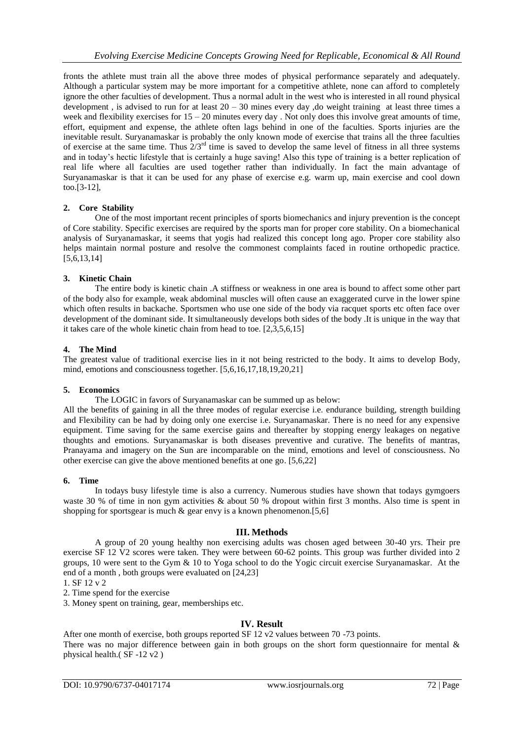fronts the athlete must train all the above three modes of physical performance separately and adequately. Although a particular system may be more important for a competitive athlete, none can afford to completely ignore the other faculties of development. Thus a normal adult in the west who is interested in all round physical development , is advised to run for at least 20 – 30 mines every day ,do weight training at least three times a week and flexibility exercises for 15 – 20 minutes every day . Not only does this involve great amounts of time, effort, equipment and expense, the athlete often lags behind in one of the faculties. Sports injuries are the inevitable result. Suryanamaskar is probably the only known mode of exercise that trains all the three faculties of exercise at the same time. Thus 2/3[rd] time is saved to develop the same level of fitness in all three systems and in today's hectic lifestyle that is certainly a huge saving! Also this type of training is a better replication of real life where all faculties are used together rather than individually. In fact the main advantage of Suryanamaskar is that it can be used for any phase of exercise e.g. warm up, main exercise and cool down too.[3-12],

## 2. Core Stability

One of the most important recent principles of sports biomechanics and injury prevention is the concept of Core stability. Specific exercises are required by the sports man for proper core stability. On a biomechanical analysis of Suryanamaskar, it seems that yogis had realized this concept long ago. Proper core stability also helps maintain normal posture and resolve the commonest complaints faced in routine orthopedic practice. [5,6,13,14]

## 3. Kinetic Chain

The entire body is kinetic chain .A stiffness or weakness in one area is bound to affect some other part of the body also for example, weak abdominal muscles will often cause an exaggerated curve in the lower spine which often results in backache. Sportsmen who use one side of the body via racquet sports etc often face over development of the dominant side. It simultaneously develops both sides of the body .It is unique in the way that it takes care of the whole kinetic chain from head to toe. [2,3,5,6,15]

## 4. The Mind

The greatest value of traditional exercise lies in it not being restricted to the body. It aims to develop Body, mind, emotions and consciousness together. [5,6,16,17,18,19,20,21]

## 5. Economics

The LOGIC in favors of Suryanamaskar can be summed up as below:

All the benefits of gaining in all the three modes of regular exercise i.e. endurance building, strength building and Flexibility can be had by doing only one exercise i.e. Suryanamaskar. There is no need for any expensive equipment. Time saving for the same exercise gains and thereafter by stopping energy leakages on negative thoughts and emotions. Suryanamaskar is both diseases preventive and curative. The benefits of mantras, Pranayama and imagery on the Sun are incomparable on the mind, emotions and level of consciousness. No other exercise can give the above mentioned benefits at one go. [5,6,22]

## 6. Time

In todays busy lifestyle time is also a currency. Numerous studies have shown that todays gymgoers waste 30 % of time in non gym activities & about 50 % dropout within first 3 months. Also time is spent in shopping for sportsgear is much & gear envy is a known phenomenon.[5,6]

# III. Methods

A group of 20 young healthy non exercising adults was chosen aged between 30-40 yrs. Their pre exercise SF 12 V2 scores were taken. They were between 60-62 points. This group was further divided into 2 groups, 10 were sent to the Gym & 10 to Yoga school to do the Yogic circuit exercise Suryanamaskar. At the end of a month , both groups were evaluated on [24,23]

1. SF 12 v 2
2. Time spend for the exercise
3. Money spent on training, gear, memberships etc.

# IV. Result

After one month of exercise, both groups reported SF 12 v2 values between 70 -73 points.

There was no major difference between gain in both groups on the short form questionnaire for mental & physical health.( SF -12 v2 )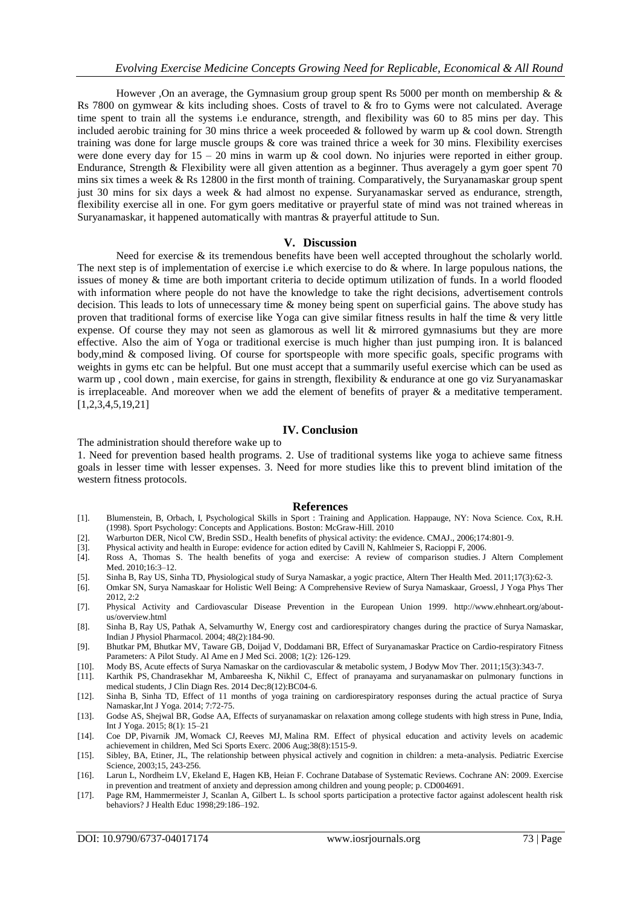However ,On an average, the Gymnasium group group spent Rs 5000 per month on membership & & Rs 7800 on gymwear & kits including shoes. Costs of travel to & fro to Gyms were not calculated. Average time spent to train all the systems i.e endurance, strength, and flexibility was 60 to 85 mins per day. This included aerobic training for 30 mins thrice a week proceeded & followed by warm up & cool down. Strength training was done for large muscle groups & core was trained thrice a week for 30 mins. Flexibility exercises were done every day for 15 – 20 mins in warm up & cool down. No injuries were reported in either group. Endurance, Strength & Flexibility were all given attention as a beginner. Thus averagely a gym goer spent 70 mins six times a week & Rs 12800 in the first month of training. Comparatively, the Suryanamaskar group spent just 30 mins for six days a week & had almost no expense. Suryanamaskar served as endurance, strength, flexibility exercise all in one. For gym goers meditative or prayerful state of mind was not trained whereas in Suryanamaskar, it happened automatically with mantras & prayerful attitude to Sun.

## V. Discussion

Need for exercise & its tremendous benefits have been well accepted throughout the scholarly world. The next step is of implementation of exercise i.e which exercise to do & where. In large populous nations, the issues of money & time are both important criteria to decide optimum utilization of funds. In a world flooded with information where people do not have the knowledge to take the right decisions, advertisement controls decision. This leads to lots of unnecessary time & money being spent on superficial gains. The above study has proven that traditional forms of exercise like Yoga can give similar fitness results in half the time & very little expense. Of course they may not seen as glamorous as well lit & mirrored gymnasiums but they are more effective. Also the aim of Yoga or traditional exercise is much higher than just pumping iron. It is balanced body,mind & composed living. Of course for sportspeople with more specific goals, specific programs with weights in gyms etc can be helpful. But one must accept that a summarily useful exercise which can be used as warm up , cool down , main exercise, for gains in strength, flexibility & endurance at one go viz Suryanamaskar is irreplaceable. And moreover when we add the element of benefits of prayer & a meditative temperament. [1,2,3,4,5,19,21]

## IV. Conclusion

The administration should therefore wake up to

1. Need for prevention based health programs. 2. Use of traditional systems like yoga to achieve same fitness goals in lesser time with lesser expenses. 3. Need for more studies like this to prevent blind imitation of the western fitness protocols.

## References

[1]. Blumenstein, B, Orbach, I, Psychological Skills in Sport : Training and Application. Happauge, NY: Nova Science. Cox, R.H. (1998). Sport Psychology: Concepts and Applications. Boston: McGraw-Hill. 2010

[2]. Warburton DER, Nicol CW, Bredin SSD., Health benefits of physical activity: the evidence. CMAJ., 2006;174:801-9.

[3]. Physical activity and health in Europe: evidence for action edited by Cavill N, Kahlmeier S, Racioppi F, 2006.

[4]. Ross A, Thomas S. The health benefits of yoga and exercise: A review of comparison studies. J Altern Complement Med. 2010;16:3–12.

[5]. Sinha B, Ray US, Sinha TD, Physiological study of Surya Namaskar, a yogic practice, Altern Ther Health Med. 2011;17(3):62-3.

[6]. Omkar SN, Surya Namaskaar for Holistic Well Being: A Comprehensive Review of Surya Namaskaar, Groessl, J Yoga Phys Ther 2012, 2:2

[7]. Physical Activity and Cardiovascular Disease Prevention in the European Union 1999. http://www.ehnheart.org/about-us/overview.html

[8]. Sinha B, Ray US, Pathak A, Selvamurthy W, Energy cost and cardiorespiratory changes during the practice of Surya Namaskar, Indian J Physiol Pharmacol. 2004; 48(2):184-90.

[9]. Bhutkar PM, Bhutkar MV, Taware GB, Doijad V, Doddamani BR, Effect of Suryanamaskar Practice on Cardio-respiratory Fitness Parameters: A Pilot Study. Al Ame en J Med Sci. 2008; 1(2): 126-129.

[10]. Mody BS, Acute effects of Surya Namaskar on the cardiovascular & metabolic system, J Bodyw Mov Ther. 2011;15(3):343-7.

[11]. Karthik PS, Chandrasekhar M, Ambareesha K, Nikhil C, Effect of pranayama and suryanamaskar on pulmonary functions in medical students, J Clin Diagn Res. 2014 Dec;8(12):BC04-6.

[12]. Sinha B, Sinha TD, Effect of 11 months of yoga training on cardiorespiratory responses during the actual practice of Surya Namaskar,Int J Yoga. 2014; 7:72-75.

[13]. Godse AS, Shejwal BR, Godse AA, Effects of suryanamaskar on relaxation among college students with high stress in Pune, India, Int J Yoga. 2015; 8(1): 15–21

[14]. Coe DP, Pivarnik JM, Womack CJ, Reeves MJ, Malina RM. Effect of physical education and activity levels on academic achievement in children, Med Sci Sports Exerc. 2006 Aug;38(8):1515-9.

[15]. Sibley, BA, Etiner, JL, The relationship between physical actively and cognition in children: a meta-analysis. Pediatric Exercise Science, 2003;15, 243-256.

[16]. Larun L, Nordheim LV, Ekeland E, Hagen KB, Heian F. Cochrane Database of Systematic Reviews. Cochrane AN: 2009. Exercise in prevention and treatment of anxiety and depression among children and young people; p. CD004691.

[17]. Page RM, Hammermeister J, Scanlan A, Gilbert L. Is school sports participation a protective factor against adolescent health risk behaviors? J Health Educ 1998;29:186–192.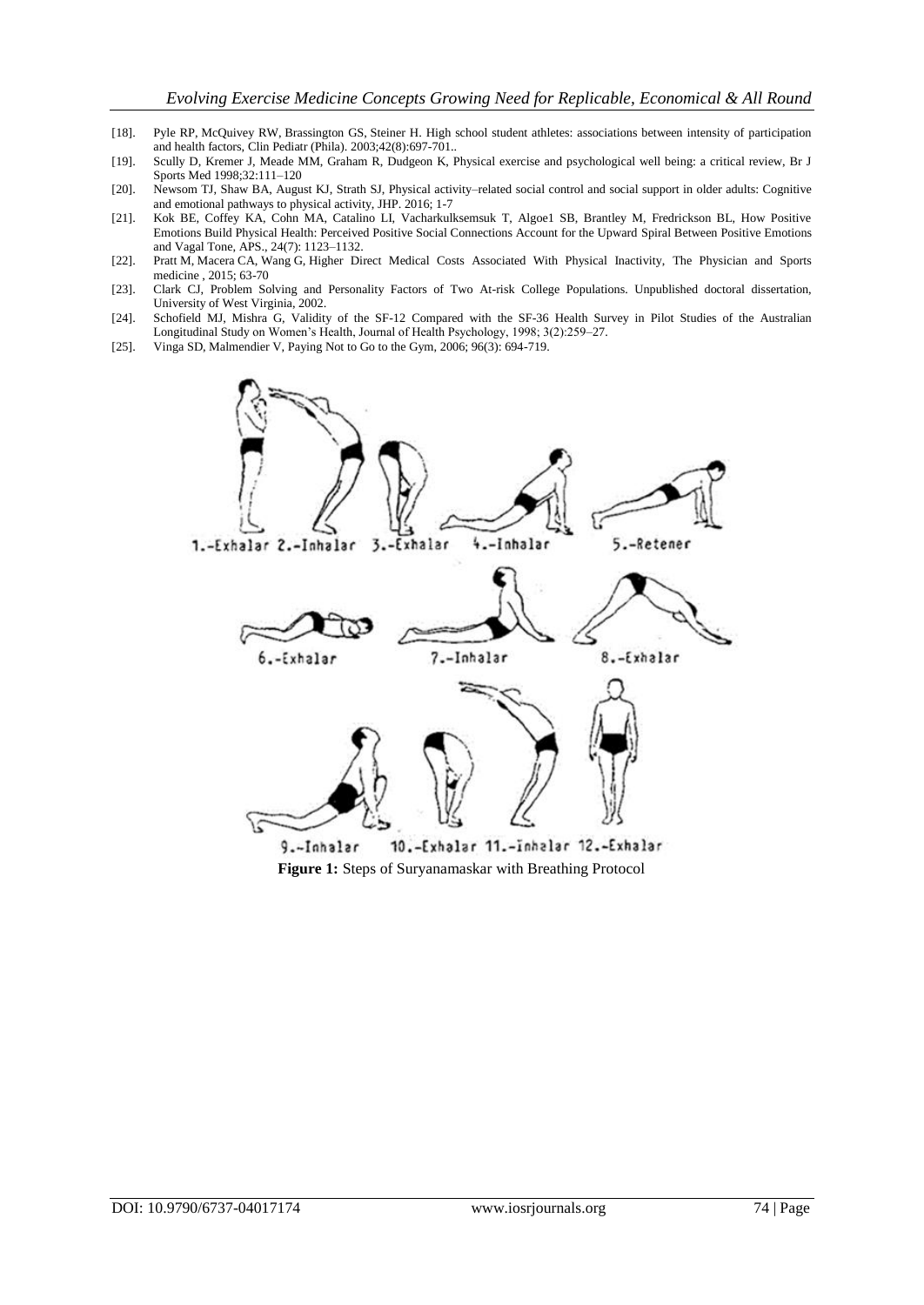[18]. Pyle RP, McQuivey RW, Brassington GS, Steiner H. High school student athletes: associations between intensity of participation and health factors, Clin Pediatr (Phila). 2003;42(8):697-701..

[19]. Scully D, Kremer J, Meade MM, Graham R, Dudgeon K, Physical exercise and psychological well being: a critical review, Br J Sports Med 1998;32:111–120

[20]. Newsom TJ, Shaw BA, August KJ, Strath SJ, Physical activity–related social control and social support in older adults: Cognitive and emotional pathways to physical activity, JHP. 2016; 1-7

[21]. Kok BE, Coffey KA, Cohn MA, Catalino LI, Vacharkulksemsuk T, Algoe1 SB, Brantley M, Fredrickson BL, How Positive Emotions Build Physical Health: Perceived Positive Social Connections Account for the Upward Spiral Between Positive Emotions and Vagal Tone, APS., 24(7): 1123–1132.

[22]. Pratt M, Macera CA, Wang G, Higher Direct Medical Costs Associated With Physical Inactivity, The Physician and Sports medicine , 2015; 63-70

[23]. Clark CJ, Problem Solving and Personality Factors of Two At-risk College Populations. Unpublished doctoral dissertation, University of West Virginia, 2002.

[24]. Schofield MJ, Mishra G, Validity of the SF-12 Compared with the SF-36 Health Survey in Pilot Studies of the Australian Longitudinal Study on Women's Health, Journal of Health Psychology, 1998; 3(2):259–27.

[25]. Vinga SD, Malmendier V, Paying Not to Go to the Gym, 2006; 96(3): 694-719.

1.-Exhalar 2.-Inhalar 3.-Exhalar 4.-Inhalar 5.-Retener

6.-Exhalar 7.-Inhalar 8.-Exhalar

9.-Inhalar 10.-Exhalar 11.-Inhalar 12.-Exhalar

**Figure 1:** Steps of Suryanamaskar with Breathing Protocol